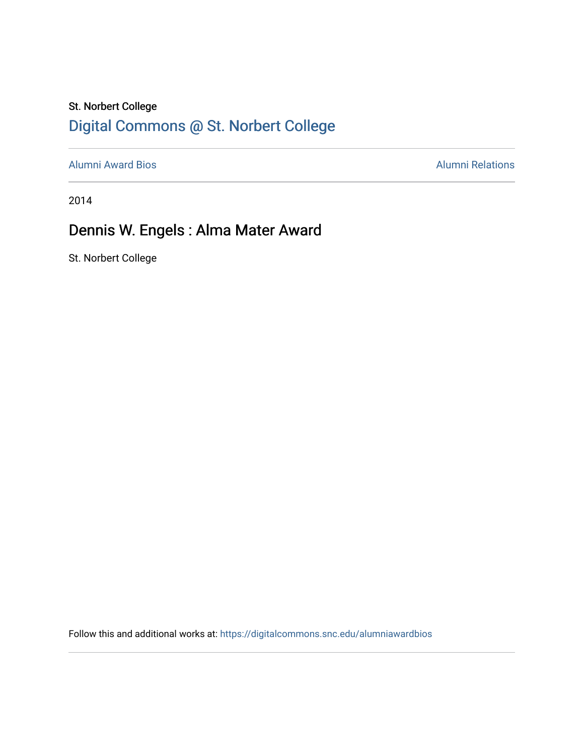St. Norbert College

Digital Commons @ St. Norbert College

Alumni Award Bios

Alumni Relations

2014

# Dennis W. Engels : Alma Mater Award

St. Norbert College

Follow this and additional works at: https://digitalcommons.snc.edu/alumniawardbios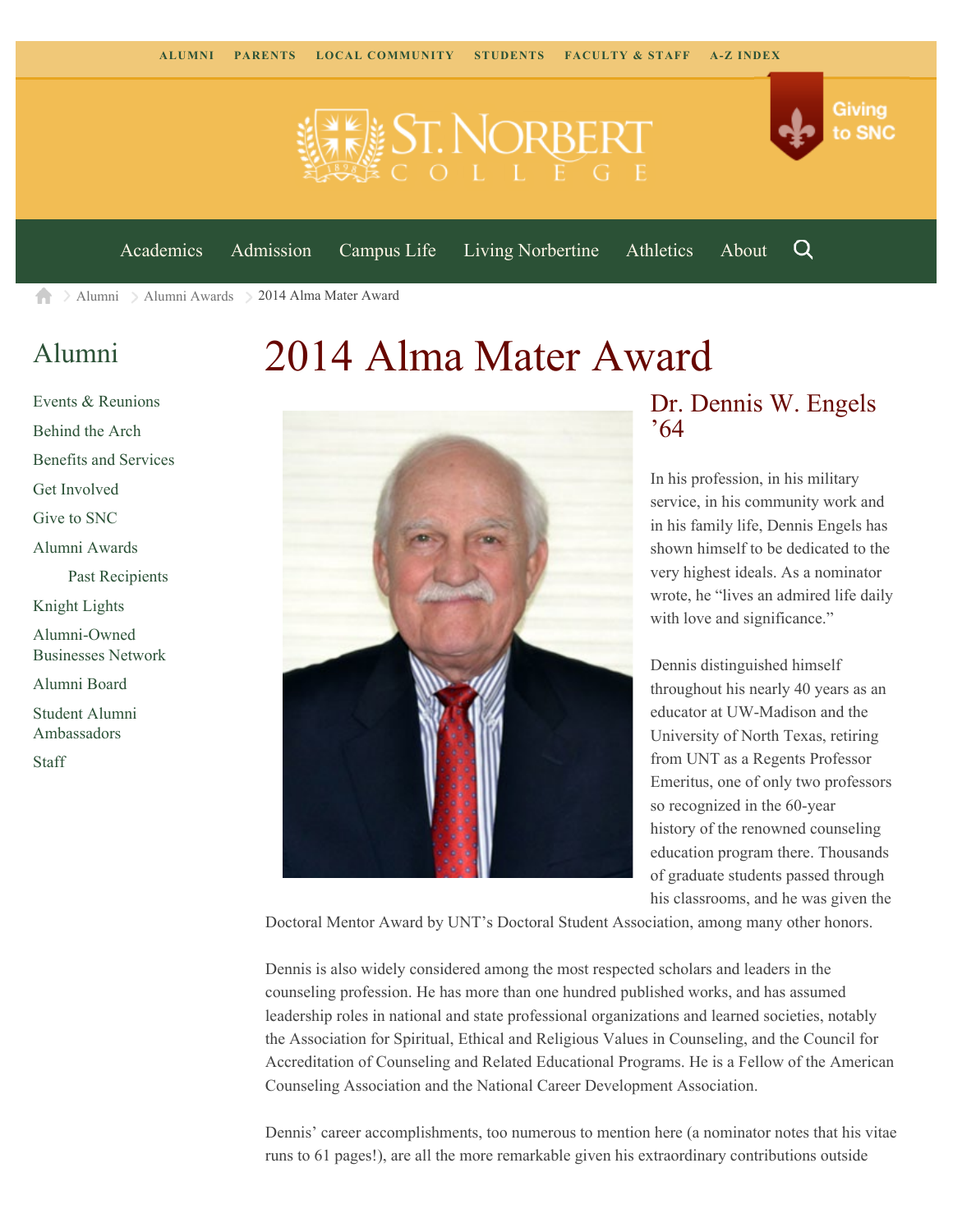ALUMNI PARENTS LOCAL COMMUNITY STUDENTS FACULTY & STAFF A-Z INDEX

Giving to SNC

Academics Admission Campus Life Living Norbertine Athletics About

Alumni > Alumni Awards > 2014 Alma Mater Award

## Alumni

- Events & Reunions
- Behind the Arch
- Benefits and Services
- Get Involved
- Give to SNC
- Alumni Awards
  - Past Recipients
- Knight Lights
- Alumni-Owned Businesses Network
- Alumni Board
- Student Alumni Ambassadors
- Staff

# 2014 Alma Mater Award

## Dr. Dennis W. Engels ’64

In his profession, in his military service, in his community work and in his family life, Dennis Engels has shown himself to be dedicated to the very highest ideals. As a nominator wrote, he “lives an admired life daily with love and significance.”

Dennis distinguished himself throughout his nearly 40 years as an educator at UW-Madison and the University of North Texas, retiring from UNT as a Regents Professor Emeritus, one of only two professors so recognized in the 60-year history of the renowned counseling education program there. Thousands of graduate students passed through his classrooms, and he was given the Doctoral Mentor Award by UNT’s Doctoral Student Association, among many other honors.

Dennis is also widely considered among the most respected scholars and leaders in the counseling profession. He has more than one hundred published works, and has assumed leadership roles in national and state professional organizations and learned societies, notably the Association for Spiritual, Ethical and Religious Values in Counseling, and the Council for Accreditation of Counseling and Related Educational Programs. He is a Fellow of the American Counseling Association and the National Career Development Association.

Dennis’ career accomplishments, too numerous to mention here (a nominator notes that his vitae runs to 61 pages!), are all the more remarkable given his extraordinary contributions outside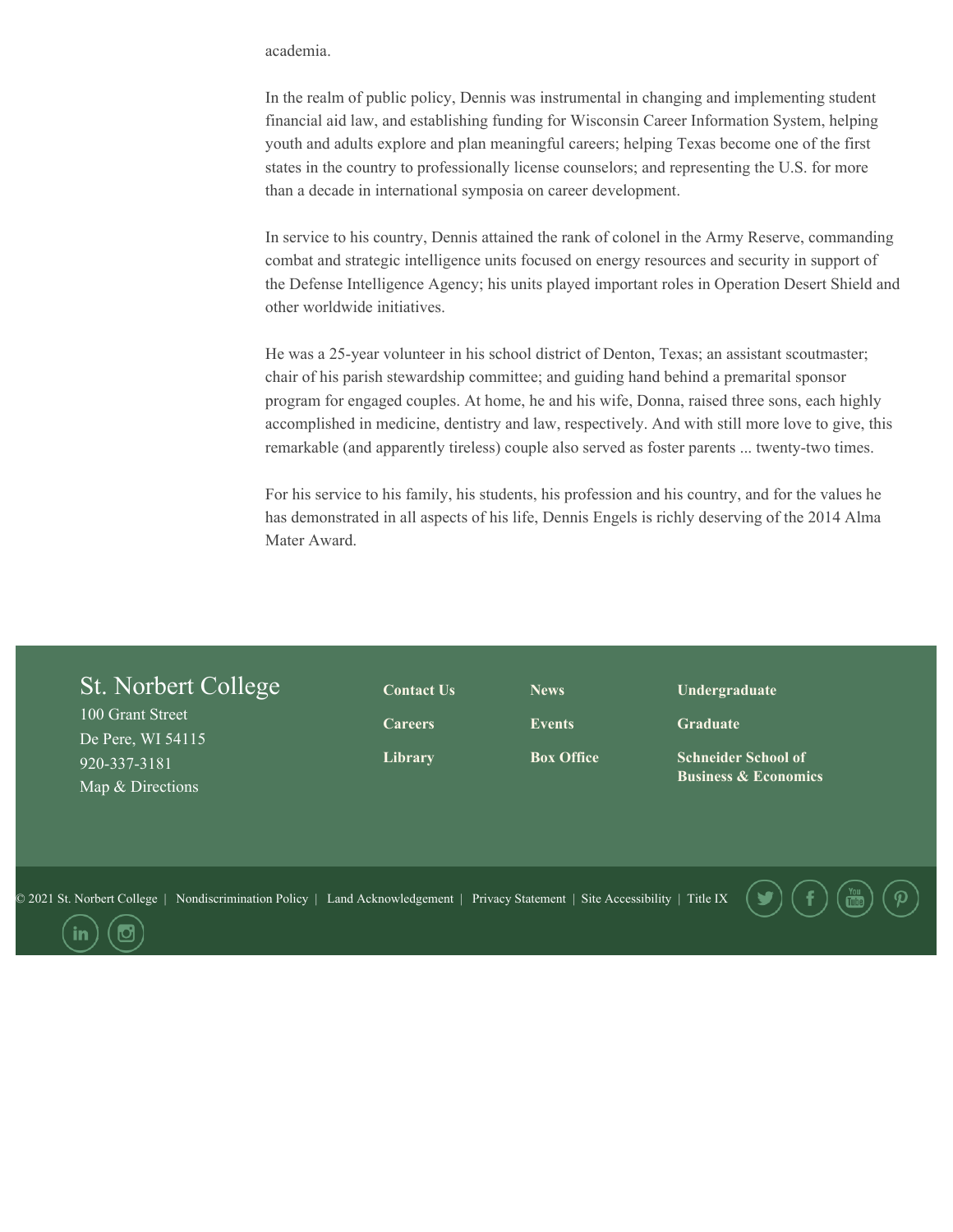academia.

In the realm of public policy, Dennis was instrumental in changing and implementing student financial aid law, and establishing funding for Wisconsin Career Information System, helping youth and adults explore and plan meaningful careers; helping Texas become one of the first states in the country to professionally license counselors; and representing the U.S. for more than a decade in international symposia on career development.

In service to his country, Dennis attained the rank of colonel in the Army Reserve, commanding combat and strategic intelligence units focused on energy resources and security in support of the Defense Intelligence Agency; his units played important roles in Operation Desert Shield and other worldwide initiatives.

He was a 25-year volunteer in his school district of Denton, Texas; an assistant scoutmaster; chair of his parish stewardship committee; and guiding hand behind a premarital sponsor program for engaged couples. At home, he and his wife, Donna, raised three sons, each highly accomplished in medicine, dentistry and law, respectively. And with still more love to give, this remarkable (and apparently tireless) couple also served as foster parents ... twenty-two times.

For his service to his family, his students, his profession and his country, and for the values he has demonstrated in all aspects of his life, Dennis Engels is richly deserving of the 2014 Alma Mater Award.

St. Norbert College
100 Grant Street
De Pere, WI 54115
920-337-3181
Map & Directions

**Contact Us**
**Careers**
**Library**
**News**
**Events**
**Box Office**
**Undergraduate**
**Graduate**
**Schneider School of Business & Economics**

© 2021 St. Norbert College | Nondiscrimination Policy | Land Acknowledgement | Privacy Statement | Site Accessibility | Title IX